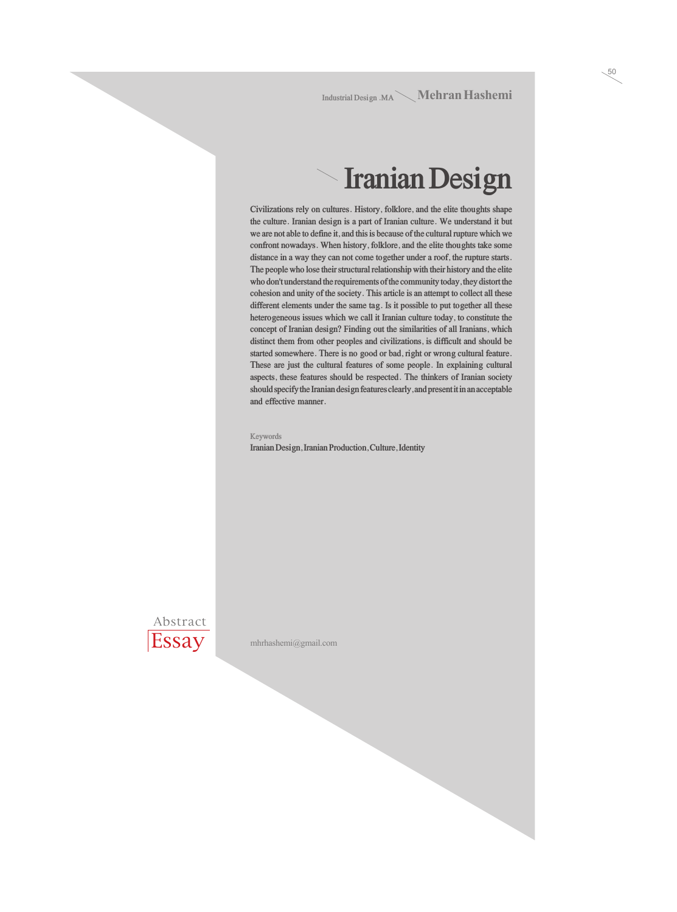Industrial Design .MA **Mehran Hashemi**

# Iranian Design

Civilizations rely on cultures. History, folklore, and the elite thoughts shape the culture. Iranian design is a part of Iranian culture. We understand it but we are not able to define it, and this is because of the cultural rupture which we confront nowadays. When history, folklore, and the elite thoughts take some distance in a way they can not come together under a roof, the rupture starts. The people who lose their structural relationship with their history and the elite who don't understand the requirements of the community today, they distort the cohesion and unity of the society. This article is an attempt to collect all these different elements under the same tag. Is it possible to put together all these heterogeneous issues which we call it Iranian culture today, to constitute the concept of Iranian design? Finding out the similarities of all Iranians, which distinct them from other peoples and civilizations, is difficult and should be started somewhere. There is no good or bad, right or wrong cultural feature. These are just the cultural features of some people. In explaining cultural aspects, these features should be respected. The thinkers of Iranian society should specify the Iranian design features clearly, and present it in an acceptable and effective manner.

Keywords

Iranian Design, Iranian Production, Culture, Identity

Abstract

Essay

mhrhashemi@gmail.com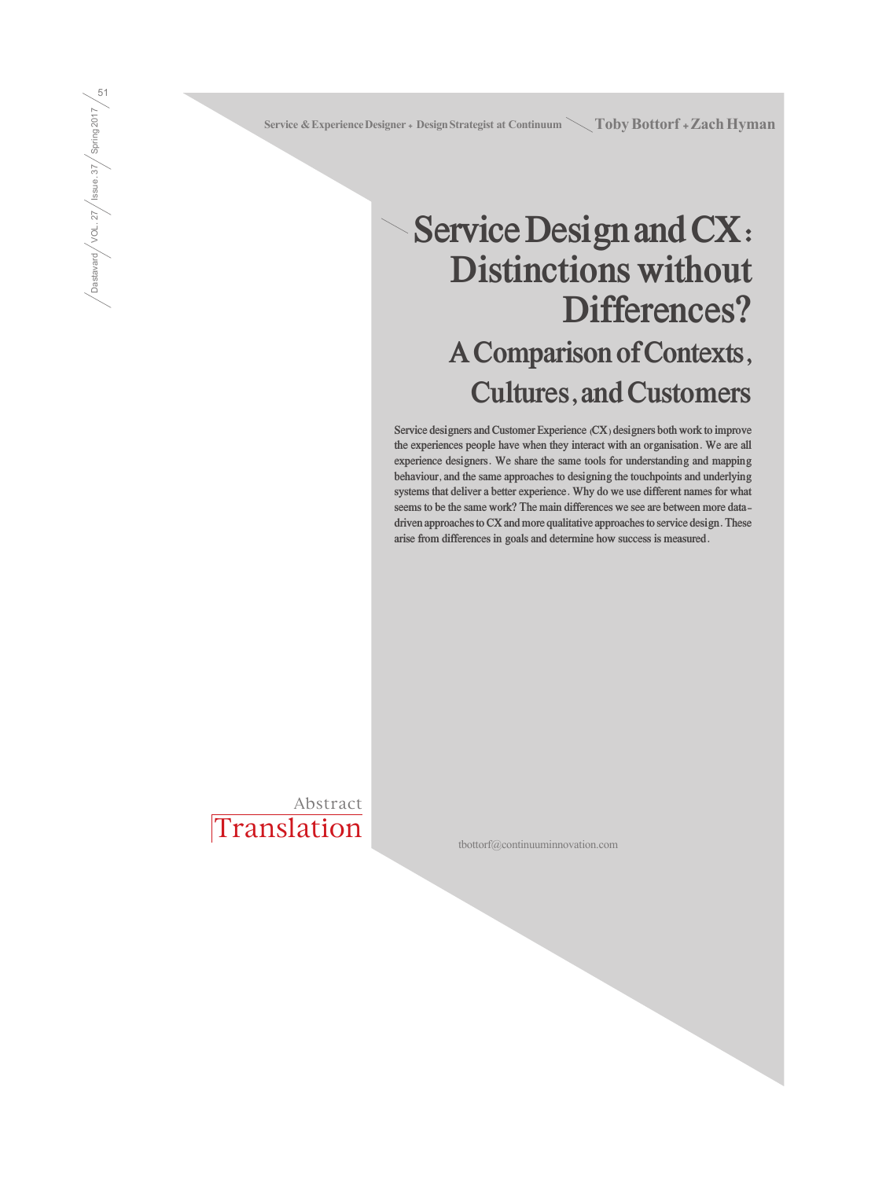Service & Experience Designer + Design Strategist at Continuum — Toby Bottorf + Zach Hyman

# Service Design and CX: Distinctions without Differences?

## A Comparison of Contexts, Cultures, and Customers

Service designers and Customer Experience (CX) designers both work to improve the experiences people have when they interact with an organisation. We are all experience designers. We share the same tools for understanding and mapping behaviour, and the same approaches to designing the touchpoints and underlying systems that deliver a better experience. Why do we use different names for what seems to be the same work? The main differences we see are between more data-driven approaches to CX and more qualitative approaches to service design. These arise from differences in goals and determine how success is measured.

Abstract Translation

tbottorf@continuuminnovation.com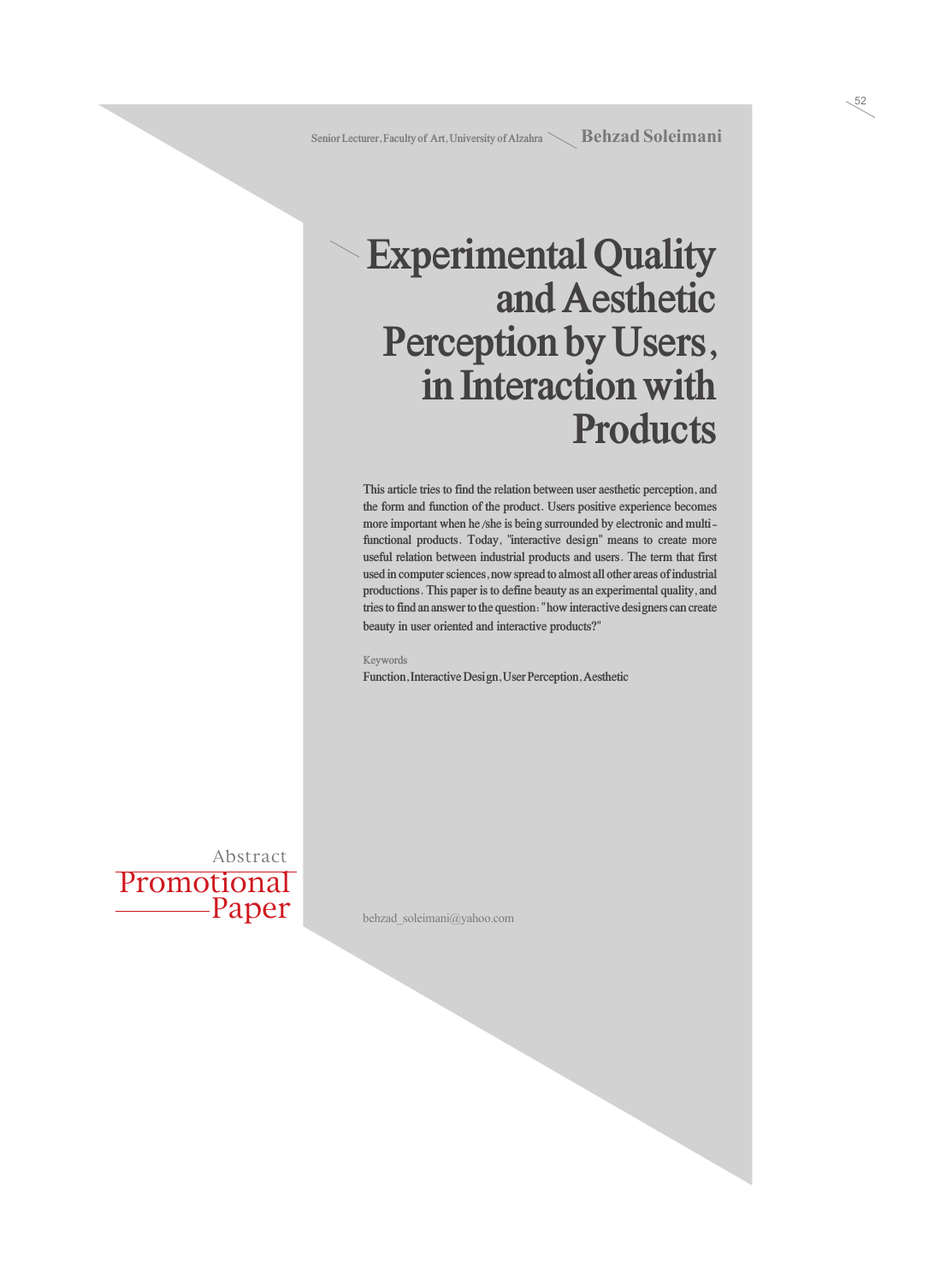Senior Lecturer, Faculty of Art, University of Alzahra — **Behzad Soleimani**

# Experimental Quality and Aesthetic Perception by Users, in Interaction with Products

This article tries to find the relation between user aesthetic perception, and the form and function of the product. Users positive experience becomes more important when he /she is being surrounded by electronic and multi-functional products. Today, "interactive design" means to create more useful relation between industrial products and users. The term that first used in computer sciences, now spread to almost all other areas of industrial productions. This paper is to define beauty as an experimental quality, and tries to find an answer to the question: "how interactive designers can create beauty in user oriented and interactive products?"

Keywords

Function, Interactive Design, User Perception, Aesthetic

Abstract

Promotional Paper

behzad_soleimani@yahoo.com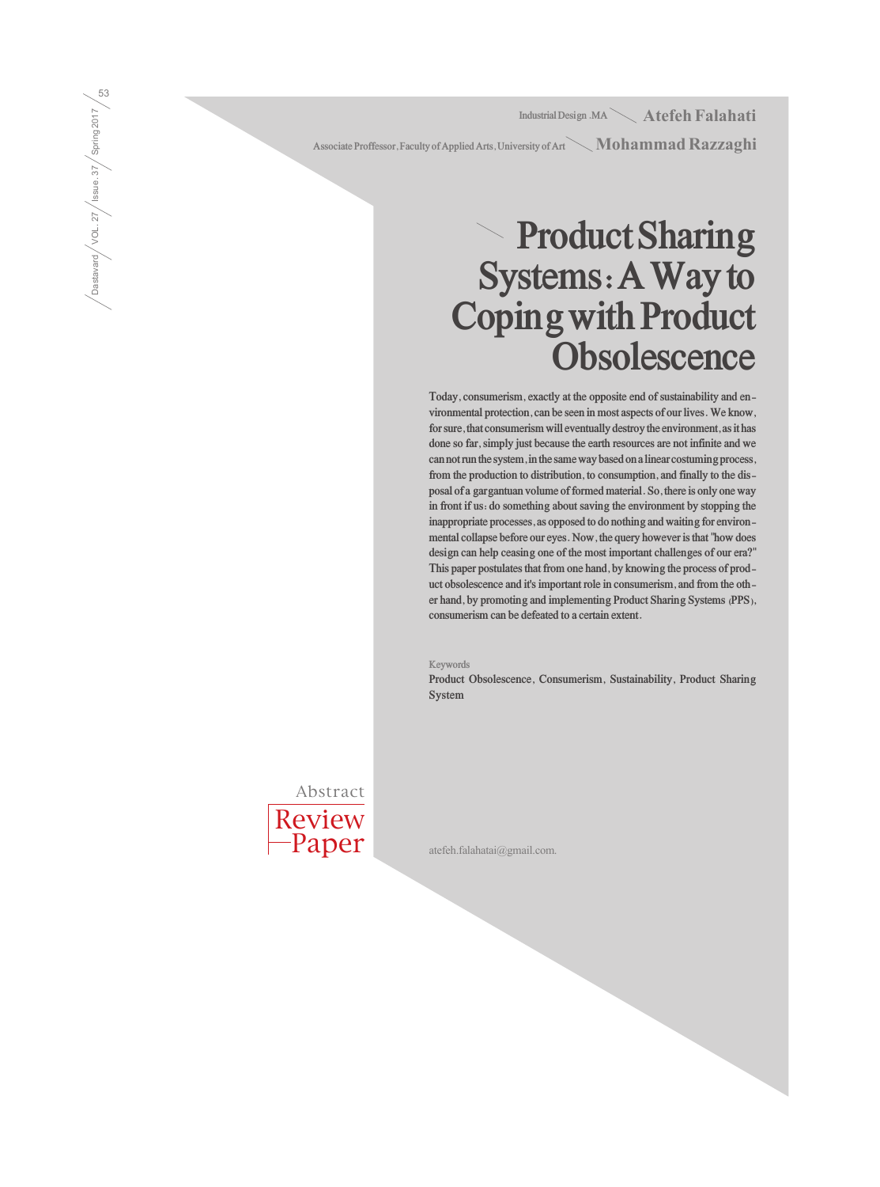Industrial Design .MA — **Atefeh Falahati**

Associate Proffessor, Faculty of Applied Arts, University of Art — **Mohammad Razzaghi**

# Product Sharing Systems: A Way to Coping with Product Obsolescence

Today, consumerism, exactly at the opposite end of sustainability and environmental protection, can be seen in most aspects of our lives. We know, for sure, that consumerism will eventually destroy the environment, as it has done so far, simply just because the earth resources are not infinite and we can not run the system, in the same way based on a linear costuming process, from the production to distribution, to consumption, and finally to the disposal of a gargantuan volume of formed material. So, there is only one way in front if us: do something about saving the environment by stopping the inappropriate processes, as opposed to do nothing and waiting for environmental collapse before our eyes. Now, the query however is that "how does design can help ceasing one of the most important challenges of our era?" This paper postulates that from one hand, by knowing the process of product obsolescence and it's important role in consumerism, and from the other hand, by promoting and implementing Product Sharing Systems (PPS), consumerism can be defeated to a certain extent.

Keywords

Product Obsolescence, Consumerism, Sustainability, Product Sharing System

Abstract

Review Paper

atefeh.falahatai@gmail.com.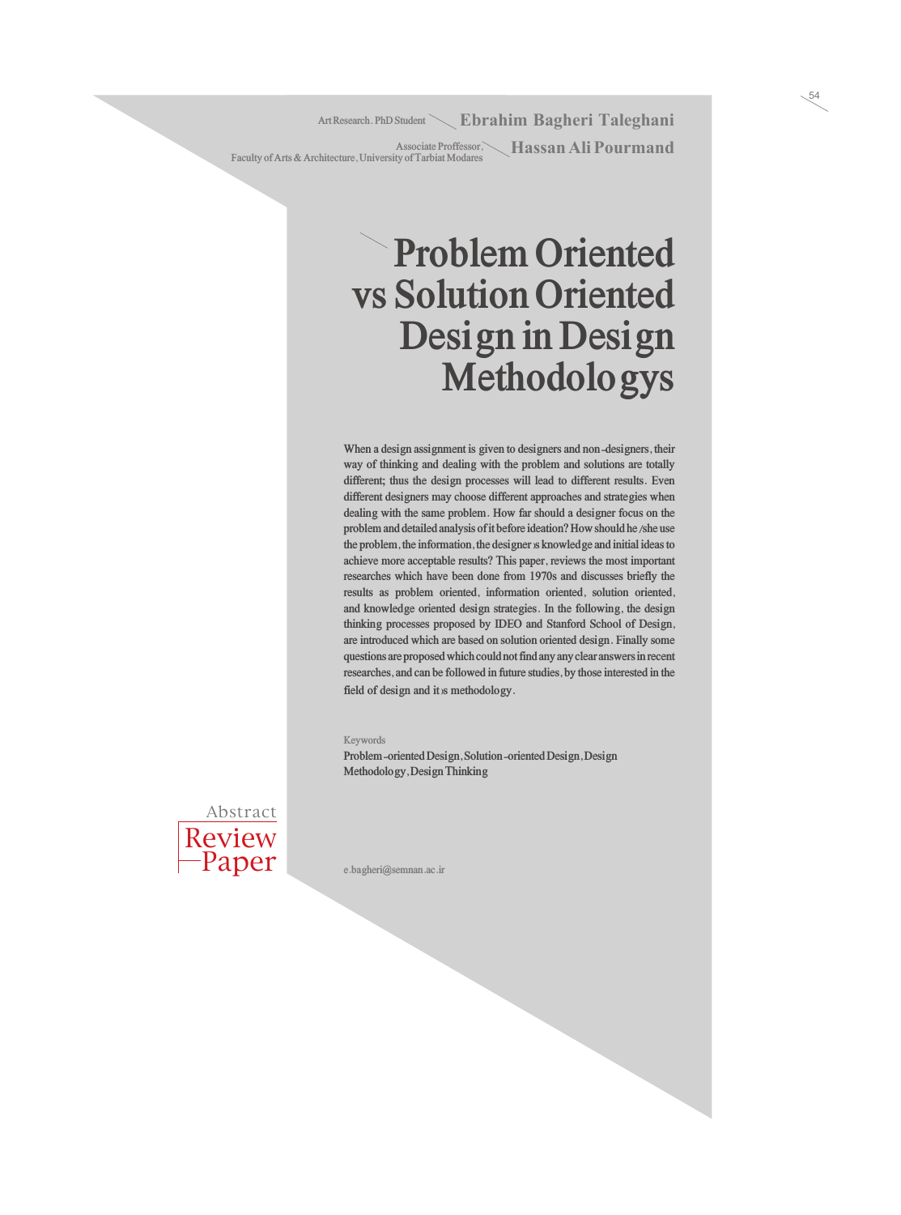Art Research. PhD Student — **Ebrahim Bagheri Taleghani**

Associate Proffessor, Faculty of Arts & Architecture, University of Tarbiat Modares — **Hassan Ali Pourmand**

# Problem Oriented vs Solution Oriented Design in Design Methodologys

When a design assignment is given to designers and non-designers, their way of thinking and dealing with the problem and solutions are totally different; thus the design processes will lead to different results. Even different designers may choose different approaches and strategies when dealing with the same problem. How far should a designer focus on the problem and detailed analysis of it before ideation? How should he /she use the problem, the information, the designer's knowledge and initial ideas to achieve more acceptable results? This paper, reviews the most important researches which have been done from 1970s and discusses briefly the results as problem oriented, information oriented, solution oriented, and knowledge oriented design strategies. In the following, the design thinking processes proposed by IDEO and Stanford School of Design, are introduced which are based on solution oriented design. Finally some questions are proposed which could not find any any clear answers in recent researches, and can be followed in future studies, by those interested in the field of design and it's methodology.

Keywords

Problem-oriented Design, Solution-oriented Design, Design Methodology, Design Thinking

Abstract

Review Paper

e.bagheri@semnan.ac.ir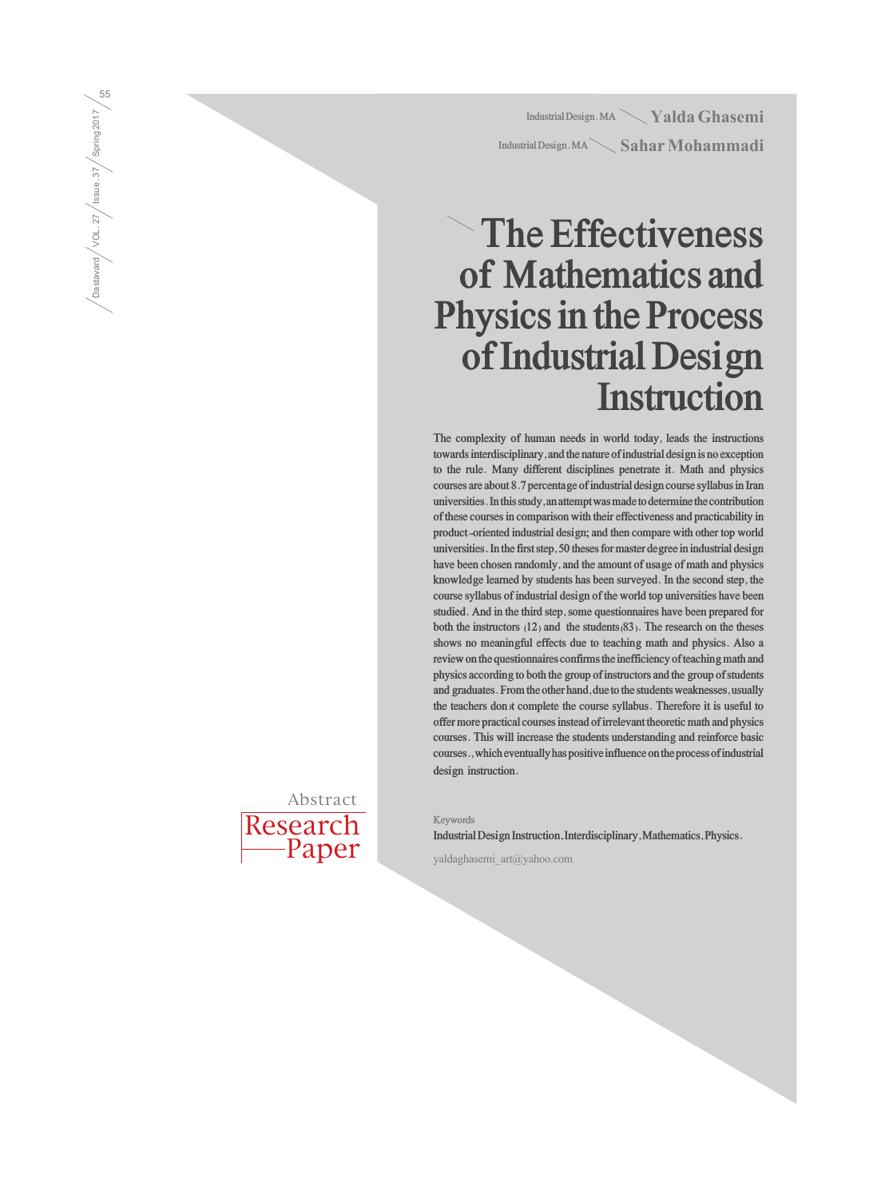Industrial Design. MA — **Yalda Ghasemi**

Industrial Design. MA — **Sahar Mohammadi**

# The Effectiveness of Mathematics and Physics in the Process of Industrial Design Instruction

Abstract

Research Paper

The complexity of human needs in world today, leads the instructions towards interdisciplinary, and the nature of industrial design is no exception to the rule. Many different disciplines penetrate it. Math and physics courses are about 8.7 percentage of industrial design course syllabus in Iran universities. In this study, an attempt was made to determine the contribution of these courses in comparison with their effectiveness and practicability in product-oriented industrial design; and then compare with other top world universities. In the first step, 50 theses for master degree in industrial design have been chosen randomly, and the amount of usage of math and physics knowledge learned by students has been surveyed. In the second step, the course syllabus of industrial design of the world top universities have been studied. And in the third step, some questionnaires have been prepared for both the instructors (12) and the students (83). The research on the theses shows no meaningful effects due to teaching math and physics. Also a review on the questionnaires confirms the inefficiency of teaching math and physics according to both the group of instructors and the group of students and graduates. From the other hand, due to the students weaknesses, usually the teachers don't complete the course syllabus. Therefore it is useful to offer more practical courses instead of irrelevant theoretic math and physics courses. This will increase the students understanding and reinforce basic courses., which eventually has positive influence on the process of industrial design instruction.

Keywords

Industrial Design Instruction, Interdisciplinary, Mathematics, Physics.

yaldaghasemi_art@yahoo.com